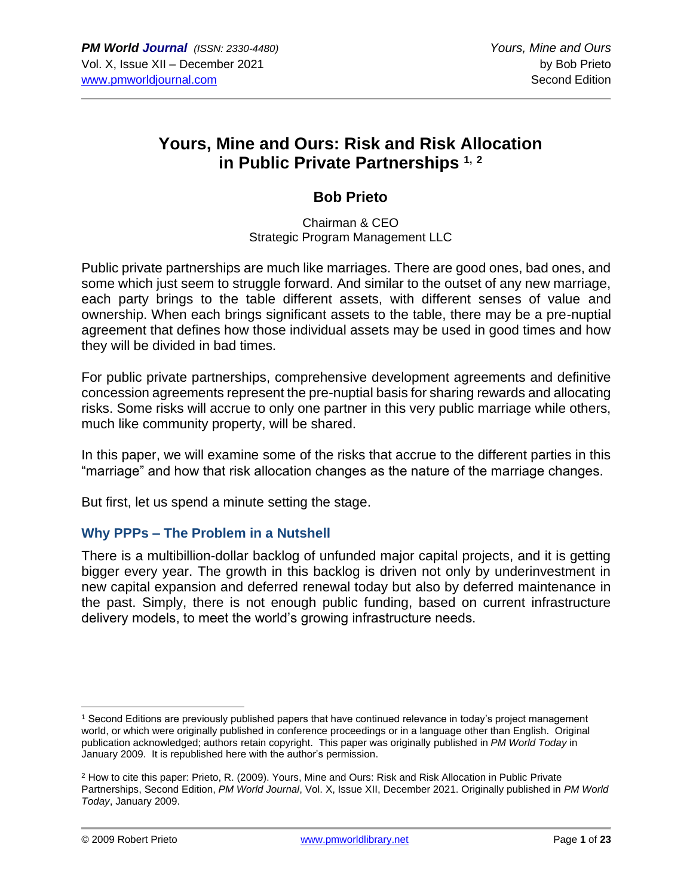# Yours, Mine and Ours: Risk and Risk Allocation in Public Private Partnerships [1, 2]

## Bob Prieto

Chairman & CEO
Strategic Program Management LLC

Public private partnerships are much like marriages. There are good ones, bad ones, and some which just seem to struggle forward. And similar to the outset of any new marriage, each party brings to the table different assets, with different senses of value and ownership. When each brings significant assets to the table, there may be a pre-nuptial agreement that defines how those individual assets may be used in good times and how they will be divided in bad times.

For public private partnerships, comprehensive development agreements and definitive concession agreements represent the pre-nuptial basis for sharing rewards and allocating risks. Some risks will accrue to only one partner in this very public marriage while others, much like community property, will be shared.

In this paper, we will examine some of the risks that accrue to the different parties in this "marriage" and how that risk allocation changes as the nature of the marriage changes.

But first, let us spend a minute setting the stage.

### Why PPPs – The Problem in a Nutshell

There is a multibillion-dollar backlog of unfunded major capital projects, and it is getting bigger every year. The growth in this backlog is driven not only by underinvestment in new capital expansion and deferred renewal today but also by deferred maintenance in the past. Simply, there is not enough public funding, based on current infrastructure delivery models, to meet the world's growing infrastructure needs.

---

[1] Second Editions are previously published papers that have continued relevance in today's project management world, or which were originally published in conference proceedings or in a language other than English. Original publication acknowledged; authors retain copyright. This paper was originally published in *PM World Today* in January 2009. It is republished here with the author's permission.

[2] How to cite this paper: Prieto, R. (2009). Yours, Mine and Ours: Risk and Risk Allocation in Public Private Partnerships, Second Edition, *PM World Journal*, Vol. X, Issue XII, December 2021. Originally published in *PM World Today*, January 2009.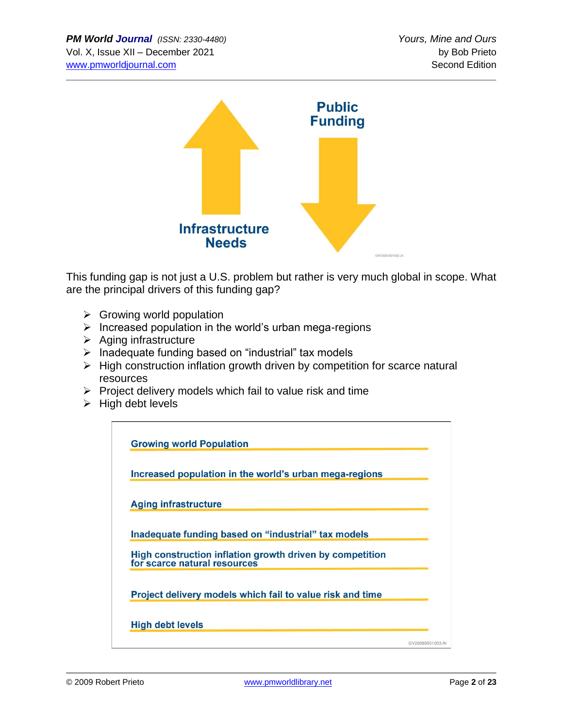Public Funding

Infrastructure Needs

This funding gap is not just a U.S. problem but rather is very much global in scope. What are the principal drivers of this funding gap?

- Growing world population
- Increased population in the world's urban mega-regions
- Aging infrastructure
- Inadequate funding based on "industrial" tax models
- High construction inflation growth driven by competition for scarce natural resources
- Project delivery models which fail to value risk and time
- High debt levels

Growing world Population

Increased population in the world's urban mega-regions

Aging infrastructure

Inadequate funding based on "industrial" tax models

High construction inflation growth driven by competition for scarce natural resources

Project delivery models which fail to value risk and time

High debt levels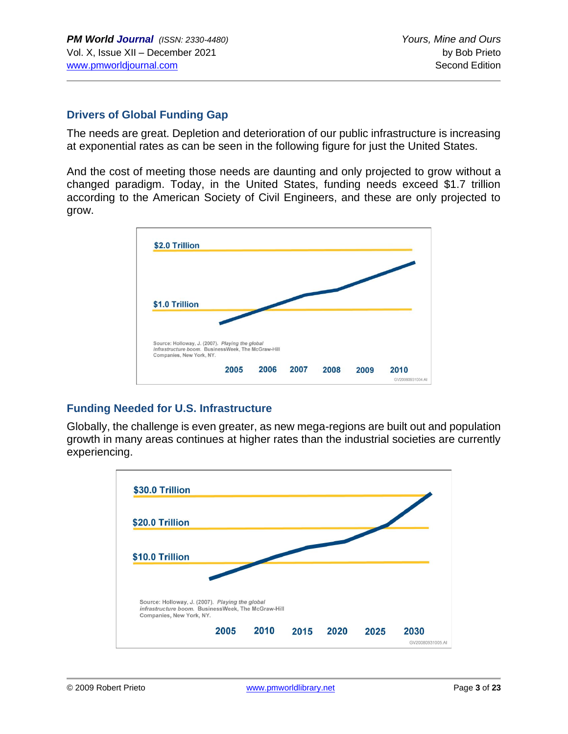## Drivers of Global Funding Gap

The needs are great. Depletion and deterioration of our public infrastructure is increasing at exponential rates as can be seen in the following figure for just the United States.

And the cost of meeting those needs are daunting and only projected to grow without a changed paradigm. Today, in the United States, funding needs exceed $1.7 trillion according to the American Society of Civil Engineers, and these are only projected to grow.

$2.0 Trillion

$1.0 Trillion

Source: Holloway, J. (2007). *Playing the global infrastructure boom.* BusinessWeek, The McGraw-Hill Companies, New York, NY.

2005 2006 2007 2008 2009 2010

GV20080931004.AI

## Funding Needed for U.S. Infrastructure

Globally, the challenge is even greater, as new mega-regions are built out and population growth in many areas continues at higher rates than the industrial societies are currently experiencing.

$30.0 Trillion

$20.0 Trillion

$10.0 Trillion

Source: Holloway, J. (2007). *Playing the global infrastructure boom.* BusinessWeek, The McGraw-Hill Companies, New York, NY.

2005 2010 2015 2020 2025 2030

GV20080931005.AI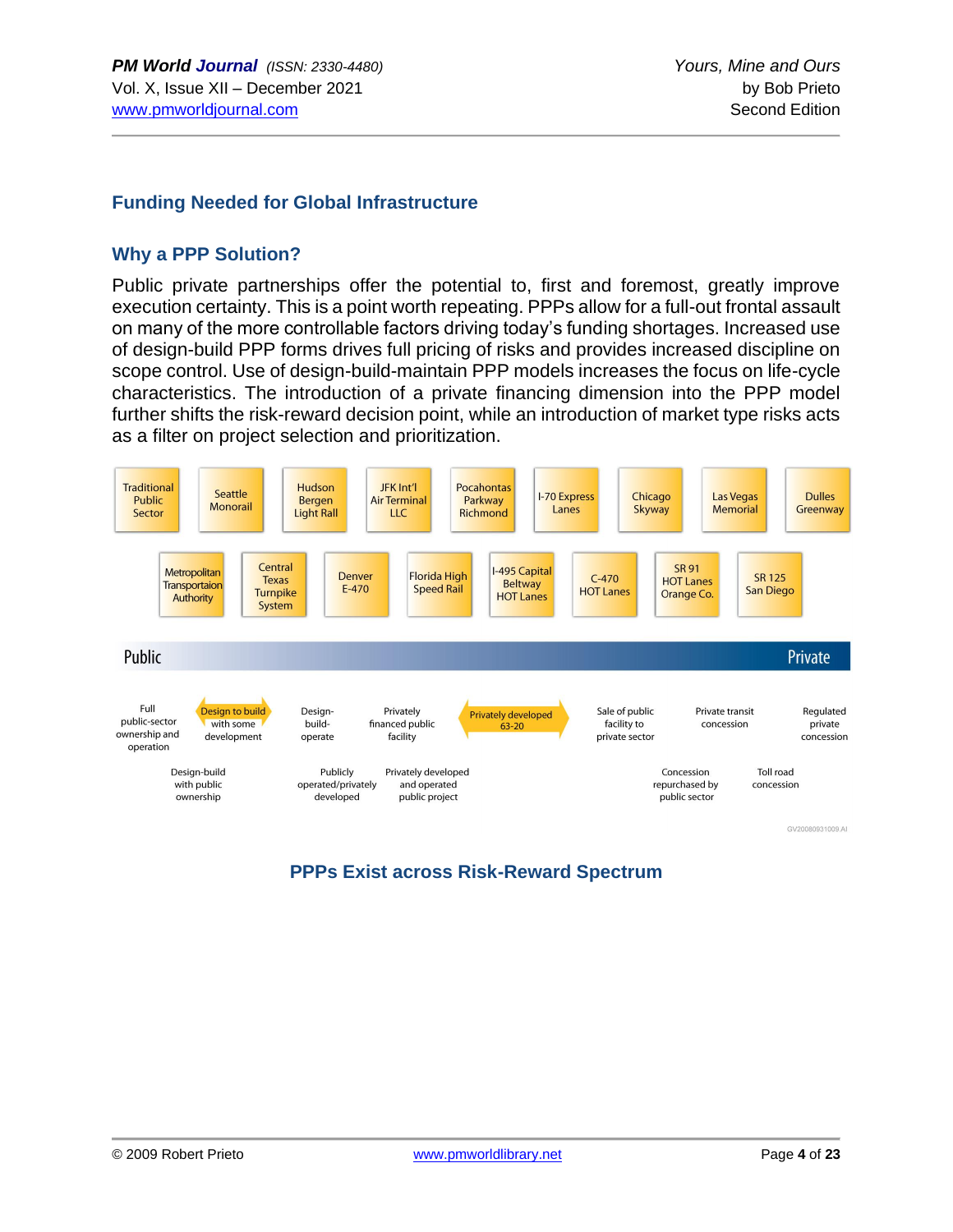## Funding Needed for Global Infrastructure

### Why a PPP Solution?

Public private partnerships offer the potential to, first and foremost, greatly improve execution certainty. This is a point worth repeating. PPPs allow for a full-out frontal assault on many of the more controllable factors driving today's funding shortages. Increased use of design-build PPP forms drives full pricing of risks and provides increased discipline on scope control. Use of design-build-maintain PPP models increases the focus on life-cycle characteristics. The introduction of a private financing dimension into the PPP model further shifts the risk-reward decision point, while an introduction of market type risks acts as a filter on project selection and prioritization.

Traditional Public Sector | Seattle Monorail | Hudson Bergen Light Rall | JFK Int'l Air Terminal LLC | Pocahontas Parkway Richmond | I-70 Express Lanes | Chicago Skyway | Las Vegas Memorial | Dulles Greenway

Metropolitan Transportation Authority | Central Texas Turnpike System | Denver E-470 | Florida High Speed Rail | I-495 Capital Beltway HOT Lanes | C-470 HOT Lanes | SR 91 HOT Lanes Orange Co. | SR 125 San Diego

Public → Private

Full public-sector ownership and operation | Design to build with some development | Design-build-operate | Privately financed public facility | Privately developed 63-20 | Sale of public facility to private sector | Private transit concession | Regulated private concession

Design-build with public ownership | Publicly operated/privately developed | Privately developed and operated public project | Concession repurchased by public sector | Toll road concession

GV20080931009.AI

**PPPs Exist across Risk-Reward Spectrum**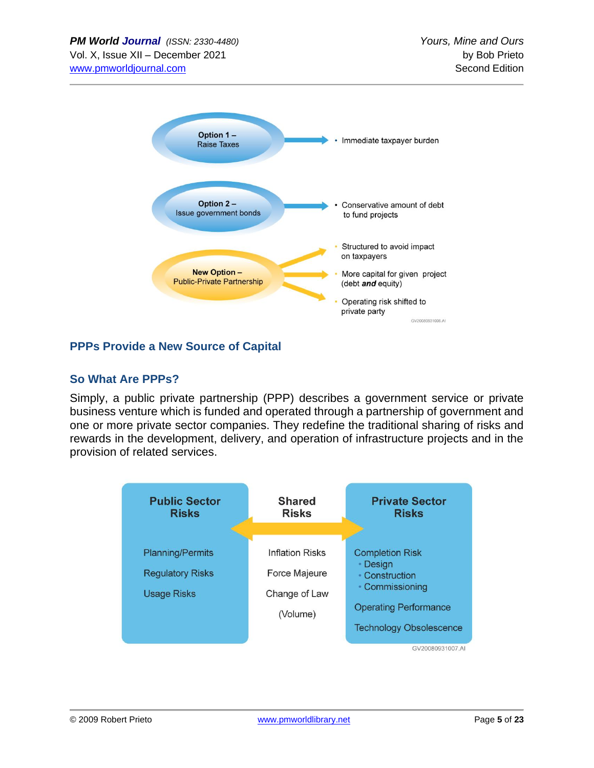Option 1 – Raise Taxes → Immediate taxpayer burden

Option 2 – Issue government bonds → Conservative amount of debt to fund projects

New Option – Public-Private Partnership →
- Structured to avoid impact on taxpayers
- More capital for given project (debt ***and*** equity)
- Operating risk shifted to private party

GV20080931006.AI

## PPPs Provide a New Source of Capital

## So What Are PPPs?

Simply, a public private partnership (PPP) describes a government service or private business venture which is funded and operated through a partnership of government and one or more private sector companies. They redefine the traditional sharing of risks and rewards in the development, delivery, and operation of infrastructure projects and in the provision of related services.

| Public Sector Risks | Shared Risks | Private Sector Risks |
|---|---|---|
| Planning/Permits | Inflation Risks | Completion Risk<br>• Design<br>• Construction<br>• Commissioning |
| Regulatory Risks | Force Majeure | Operating Performance |
| Usage Risks | Change of Law | Technology Obsolescence |
| | (Volume) | |

GV20080931007.AI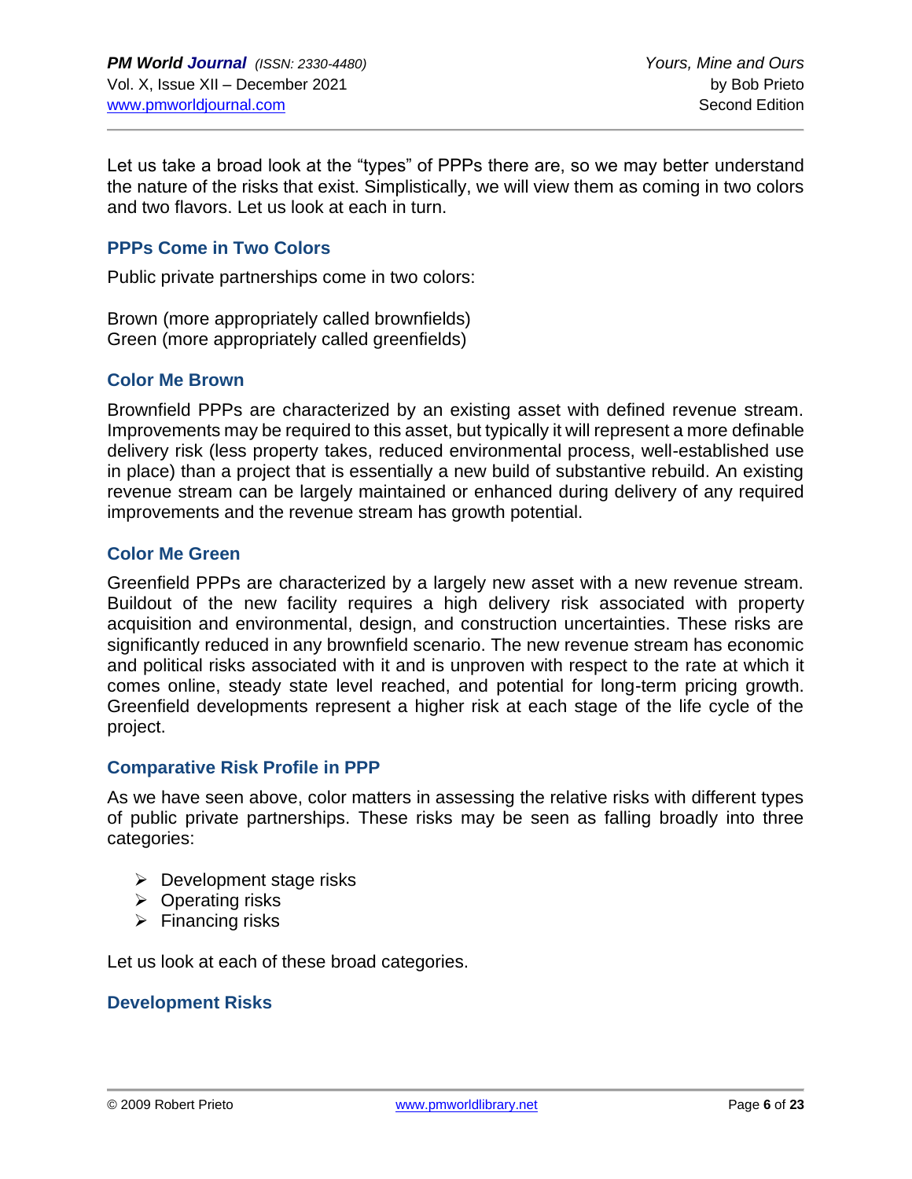Let us take a broad look at the “types” of PPPs there are, so we may better understand the nature of the risks that exist. Simplistically, we will view them as coming in two colors and two flavors. Let us look at each in turn.

## PPPs Come in Two Colors

Public private partnerships come in two colors:

Brown (more appropriately called brownfields)
Green (more appropriately called greenfields)

## Color Me Brown

Brownfield PPPs are characterized by an existing asset with defined revenue stream. Improvements may be required to this asset, but typically it will represent a more definable delivery risk (less property takes, reduced environmental process, well-established use in place) than a project that is essentially a new build of substantive rebuild. An existing revenue stream can be largely maintained or enhanced during delivery of any required improvements and the revenue stream has growth potential.

## Color Me Green

Greenfield PPPs are characterized by a largely new asset with a new revenue stream. Buildout of the new facility requires a high delivery risk associated with property acquisition and environmental, design, and construction uncertainties. These risks are significantly reduced in any brownfield scenario. The new revenue stream has economic and political risks associated with it and is unproven with respect to the rate at which it comes online, steady state level reached, and potential for long-term pricing growth. Greenfield developments represent a higher risk at each stage of the life cycle of the project.

## Comparative Risk Profile in PPP

As we have seen above, color matters in assessing the relative risks with different types of public private partnerships. These risks may be seen as falling broadly into three categories:

- Development stage risks
- Operating risks
- Financing risks

Let us look at each of these broad categories.

## Development Risks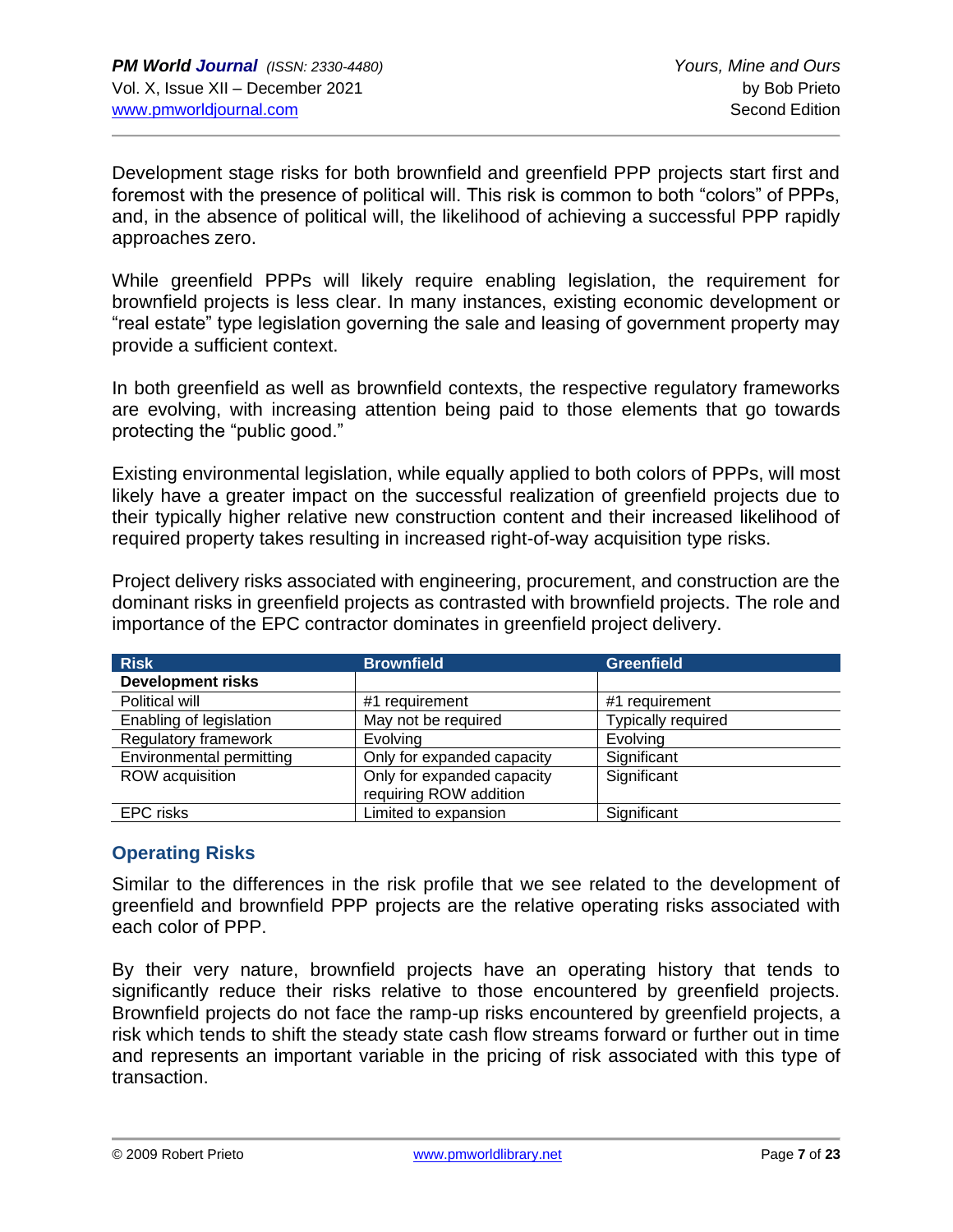Development stage risks for both brownfield and greenfield PPP projects start first and foremost with the presence of political will. This risk is common to both "colors" of PPPs, and, in the absence of political will, the likelihood of achieving a successful PPP rapidly approaches zero.

While greenfield PPPs will likely require enabling legislation, the requirement for brownfield projects is less clear. In many instances, existing economic development or "real estate" type legislation governing the sale and leasing of government property may provide a sufficient context.

In both greenfield as well as brownfield contexts, the respective regulatory frameworks are evolving, with increasing attention being paid to those elements that go towards protecting the "public good."

Existing environmental legislation, while equally applied to both colors of PPPs, will most likely have a greater impact on the successful realization of greenfield projects due to their typically higher relative new construction content and their increased likelihood of required property takes resulting in increased right-of-way acquisition type risks.

Project delivery risks associated with engineering, procurement, and construction are the dominant risks in greenfield projects as contrasted with brownfield projects. The role and importance of the EPC contractor dominates in greenfield project delivery.

| Risk | Brownfield | Greenfield |
|---|---|---|
| **Development risks** | | |
| Political will | #1 requirement | #1 requirement |
| Enabling of legislation | May not be required | Typically required |
| Regulatory framework | Evolving | Evolving |
| Environmental permitting | Only for expanded capacity | Significant |
| ROW acquisition | Only for expanded capacity requiring ROW addition | Significant |
| EPC risks | Limited to expansion | Significant |

## Operating Risks

Similar to the differences in the risk profile that we see related to the development of greenfield and brownfield PPP projects are the relative operating risks associated with each color of PPP.

By their very nature, brownfield projects have an operating history that tends to significantly reduce their risks relative to those encountered by greenfield projects. Brownfield projects do not face the ramp-up risks encountered by greenfield projects, a risk which tends to shift the steady state cash flow streams forward or further out in time and represents an important variable in the pricing of risk associated with this type of transaction.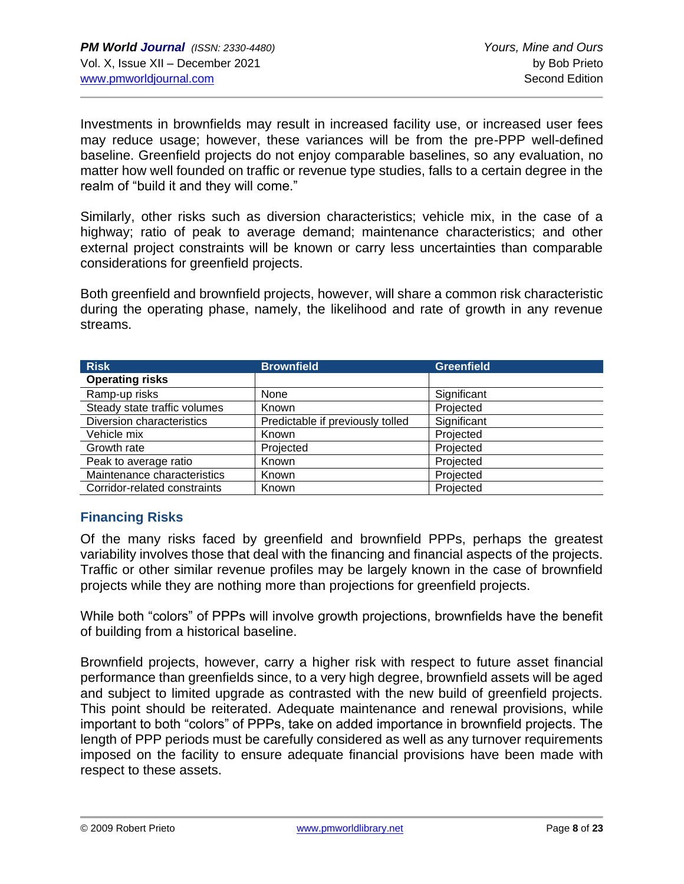Investments in brownfields may result in increased facility use, or increased user fees may reduce usage; however, these variances will be from the pre-PPP well-defined baseline. Greenfield projects do not enjoy comparable baselines, so any evaluation, no matter how well founded on traffic or revenue type studies, falls to a certain degree in the realm of "build it and they will come."

Similarly, other risks such as diversion characteristics; vehicle mix, in the case of a highway; ratio of peak to average demand; maintenance characteristics; and other external project constraints will be known or carry less uncertainties than comparable considerations for greenfield projects.

Both greenfield and brownfield projects, however, will share a common risk characteristic during the operating phase, namely, the likelihood and rate of growth in any revenue streams.

| Risk | Brownfield | Greenfield |
| --- | --- | --- |
| **Operating risks** | | |
| Ramp-up risks | None | Significant |
| Steady state traffic volumes | Known | Projected |
| Diversion characteristics | Predictable if previously tolled | Significant |
| Vehicle mix | Known | Projected |
| Growth rate | Projected | Projected |
| Peak to average ratio | Known | Projected |
| Maintenance characteristics | Known | Projected |
| Corridor-related constraints | Known | Projected |

## Financing Risks

Of the many risks faced by greenfield and brownfield PPPs, perhaps the greatest variability involves those that deal with the financing and financial aspects of the projects. Traffic or other similar revenue profiles may be largely known in the case of brownfield projects while they are nothing more than projections for greenfield projects.

While both "colors" of PPPs will involve growth projections, brownfields have the benefit of building from a historical baseline.

Brownfield projects, however, carry a higher risk with respect to future asset financial performance than greenfields since, to a very high degree, brownfield assets will be aged and subject to limited upgrade as contrasted with the new build of greenfield projects. This point should be reiterated. Adequate maintenance and renewal provisions, while important to both "colors" of PPPs, take on added importance in brownfield projects. The length of PPP periods must be carefully considered as well as any turnover requirements imposed on the facility to ensure adequate financial provisions have been made with respect to these assets.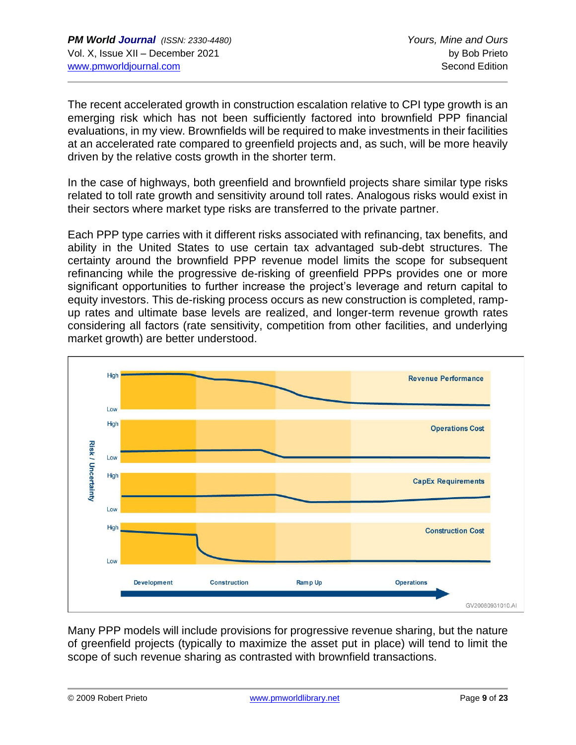The recent accelerated growth in construction escalation relative to CPI type growth is an emerging risk which has not been sufficiently factored into brownfield PPP financial evaluations, in my view. Brownfields will be required to make investments in their facilities at an accelerated rate compared to greenfield projects and, as such, will be more heavily driven by the relative costs growth in the shorter term.

In the case of highways, both greenfield and brownfield projects share similar type risks related to toll rate growth and sensitivity around toll rates. Analogous risks would exist in their sectors where market type risks are transferred to the private partner.

Each PPP type carries with it different risks associated with refinancing, tax benefits, and ability in the United States to use certain tax advantaged sub-debt structures. The certainty around the brownfield PPP revenue model limits the scope for subsequent refinancing while the progressive de-risking of greenfield PPPs provides one or more significant opportunities to further increase the project's leverage and return capital to equity investors. This de-risking process occurs as new construction is completed, ramp-up rates and ultimate base levels are realized, and longer-term revenue growth rates considering all factors (rate sensitivity, competition from other facilities, and underlying market growth) are better understood.

Many PPP models will include provisions for progressive revenue sharing, but the nature of greenfield projects (typically to maximize the asset put in place) will tend to limit the scope of such revenue sharing as contrasted with brownfield transactions.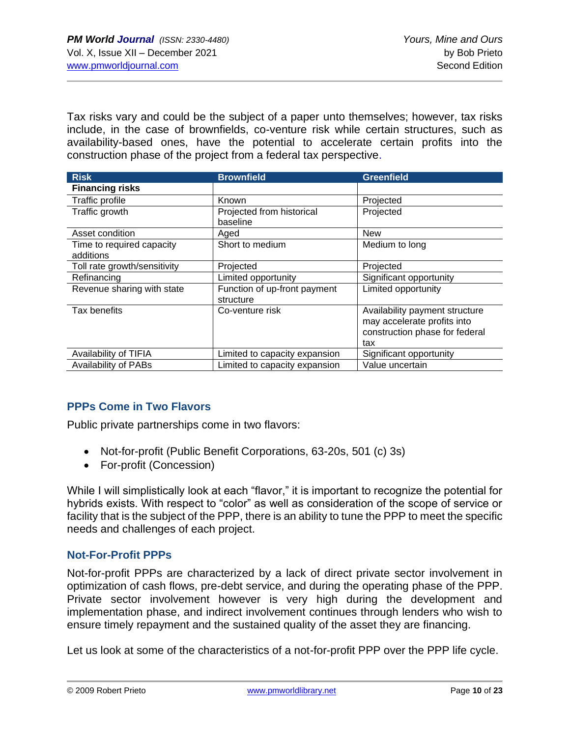Tax risks vary and could be the subject of a paper unto themselves; however, tax risks include, in the case of brownfields, co-venture risk while certain structures, such as availability-based ones, have the potential to accelerate certain profits into the construction phase of the project from a federal tax perspective.

| Risk | Brownfield | Greenfield |
|---|---|---|
| **Financing risks** | | |
| Traffic profile | Known | Projected |
| Traffic growth | Projected from historical baseline | Projected |
| Asset condition | Aged | New |
| Time to required capacity additions | Short to medium | Medium to long |
| Toll rate growth/sensitivity | Projected | Projected |
| Refinancing | Limited opportunity | Significant opportunity |
| Revenue sharing with state | Function of up-front payment structure | Limited opportunity |
| Tax benefits | Co-venture risk | Availability payment structure may accelerate profits into construction phase for federal tax |
| Availability of TIFIA | Limited to capacity expansion | Significant opportunity |
| Availability of PABs | Limited to capacity expansion | Value uncertain |

## PPPs Come in Two Flavors

Public private partnerships come in two flavors:

- Not-for-profit (Public Benefit Corporations, 63-20s, 501 (c) 3s)
- For-profit (Concession)

While I will simplistically look at each "flavor," it is important to recognize the potential for hybrids exists. With respect to "color" as well as consideration of the scope of service or facility that is the subject of the PPP, there is an ability to tune the PPP to meet the specific needs and challenges of each project.

## Not-For-Profit PPPs

Not-for-profit PPPs are characterized by a lack of direct private sector involvement in optimization of cash flows, pre-debt service, and during the operating phase of the PPP. Private sector involvement however is very high during the development and implementation phase, and indirect involvement continues through lenders who wish to ensure timely repayment and the sustained quality of the asset they are financing.

Let us look at some of the characteristics of a not-for-profit PPP over the PPP life cycle.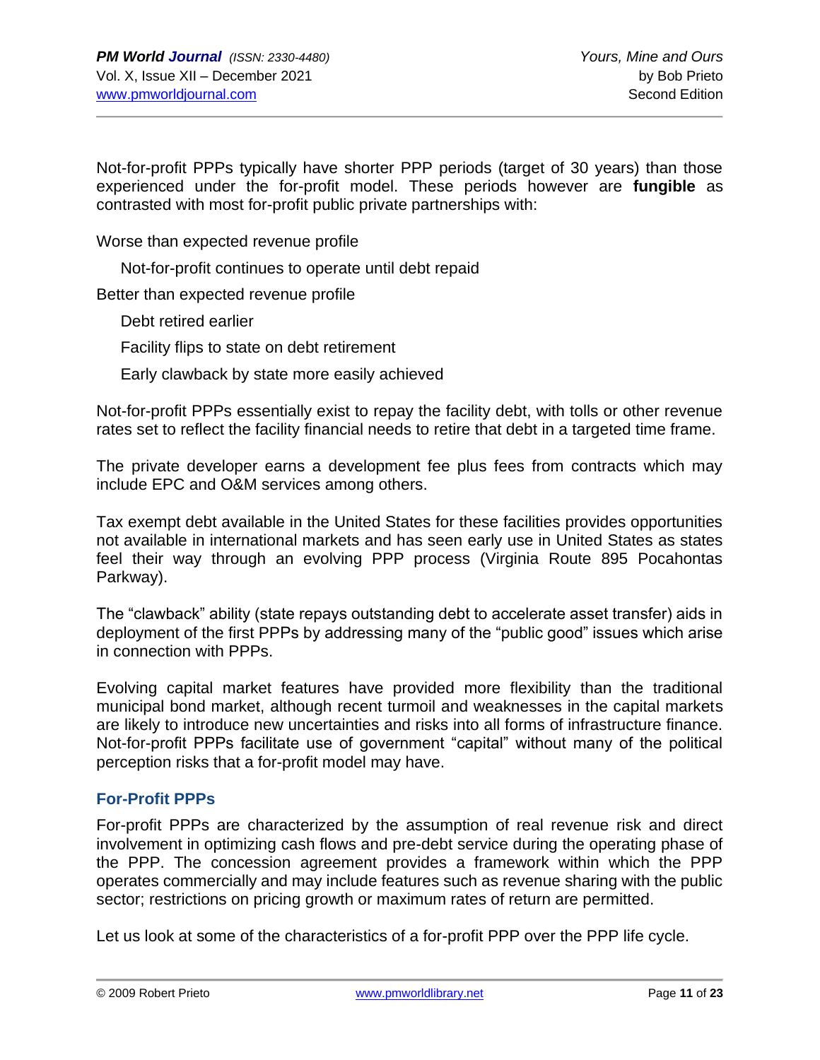Not-for-profit PPPs typically have shorter PPP periods (target of 30 years) than those experienced under the for-profit model. These periods however are **fungible** as contrasted with most for-profit public private partnerships with:

- Worse than expected revenue profile
  - Not-for-profit continues to operate until debt repaid
- Better than expected revenue profile
  - Debt retired earlier
  - Facility flips to state on debt retirement
  - Early clawback by state more easily achieved

Not-for-profit PPPs essentially exist to repay the facility debt, with tolls or other revenue rates set to reflect the facility financial needs to retire that debt in a targeted time frame.

The private developer earns a development fee plus fees from contracts which may include EPC and O&M services among others.

Tax exempt debt available in the United States for these facilities provides opportunities not available in international markets and has seen early use in United States as states feel their way through an evolving PPP process (Virginia Route 895 Pocahontas Parkway).

The "clawback" ability (state repays outstanding debt to accelerate asset transfer) aids in deployment of the first PPPs by addressing many of the "public good" issues which arise in connection with PPPs.

Evolving capital market features have provided more flexibility than the traditional municipal bond market, although recent turmoil and weaknesses in the capital markets are likely to introduce new uncertainties and risks into all forms of infrastructure finance. Not-for-profit PPPs facilitate use of government "capital" without many of the political perception risks that a for-profit model may have.

## For-Profit PPPs

For-profit PPPs are characterized by the assumption of real revenue risk and direct involvement in optimizing cash flows and pre-debt service during the operating phase of the PPP. The concession agreement provides a framework within which the PPP operates commercially and may include features such as revenue sharing with the public sector; restrictions on pricing growth or maximum rates of return are permitted.

Let us look at some of the characteristics of a for-profit PPP over the PPP life cycle.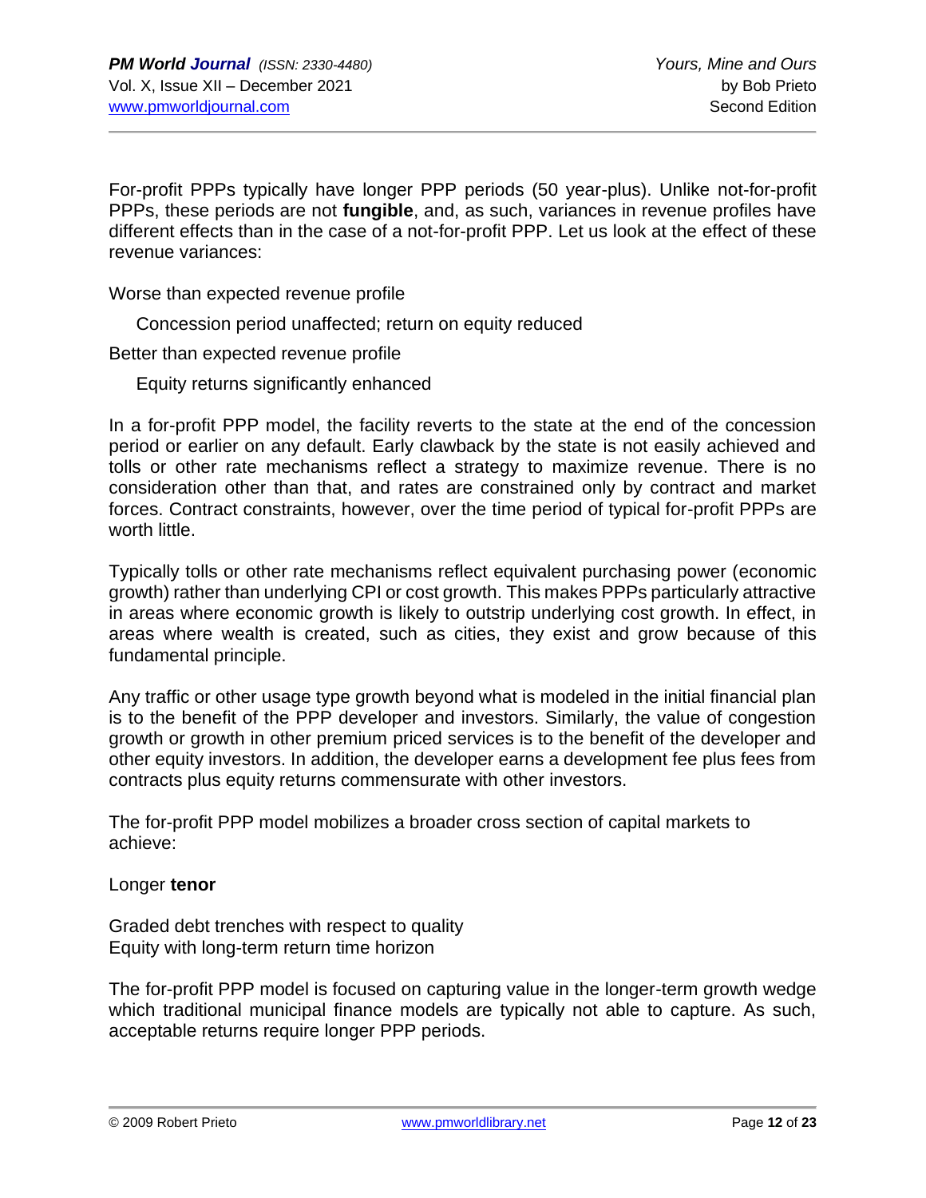For-profit PPPs typically have longer PPP periods (50 year-plus). Unlike not-for-profit PPPs, these periods are not **fungible**, and, as such, variances in revenue profiles have different effects than in the case of a not-for-profit PPP. Let us look at the effect of these revenue variances:

Worse than expected revenue profile

  Concession period unaffected; return on equity reduced

Better than expected revenue profile

  Equity returns significantly enhanced

In a for-profit PPP model, the facility reverts to the state at the end of the concession period or earlier on any default. Early clawback by the state is not easily achieved and tolls or other rate mechanisms reflect a strategy to maximize revenue. There is no consideration other than that, and rates are constrained only by contract and market forces. Contract constraints, however, over the time period of typical for-profit PPPs are worth little.

Typically tolls or other rate mechanisms reflect equivalent purchasing power (economic growth) rather than underlying CPI or cost growth. This makes PPPs particularly attractive in areas where economic growth is likely to outstrip underlying cost growth. In effect, in areas where wealth is created, such as cities, they exist and grow because of this fundamental principle.

Any traffic or other usage type growth beyond what is modeled in the initial financial plan is to the benefit of the PPP developer and investors. Similarly, the value of congestion growth or growth in other premium priced services is to the benefit of the developer and other equity investors. In addition, the developer earns a development fee plus fees from contracts plus equity returns commensurate with other investors.

The for-profit PPP model mobilizes a broader cross section of capital markets to achieve:

Longer **tenor**

Graded debt trenches with respect to quality
Equity with long-term return time horizon

The for-profit PPP model is focused on capturing value in the longer-term growth wedge which traditional municipal finance models are typically not able to capture. As such, acceptable returns require longer PPP periods.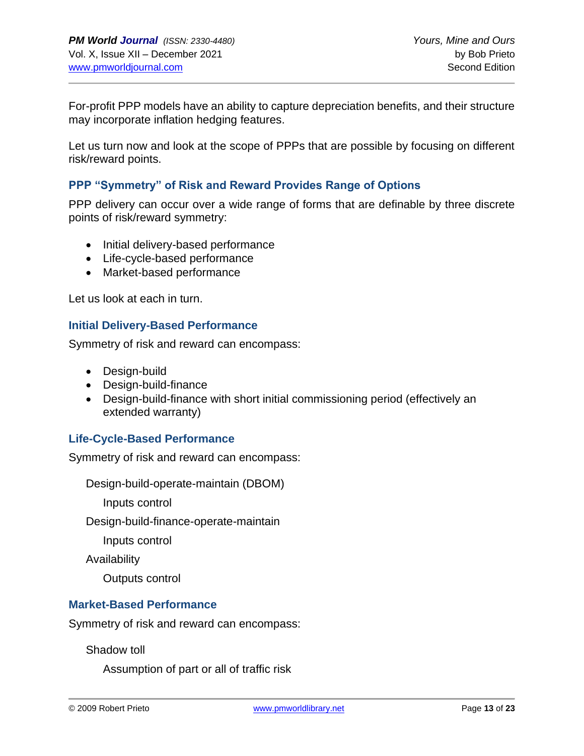For-profit PPP models have an ability to capture depreciation benefits, and their structure may incorporate inflation hedging features.

Let us turn now and look at the scope of PPPs that are possible by focusing on different risk/reward points.

### PPP "Symmetry" of Risk and Reward Provides Range of Options

PPP delivery can occur over a wide range of forms that are definable by three discrete points of risk/reward symmetry:

- Initial delivery-based performance
- Life-cycle-based performance
- Market-based performance

Let us look at each in turn.

### Initial Delivery-Based Performance

Symmetry of risk and reward can encompass:

- Design-build
- Design-build-finance
- Design-build-finance with short initial commissioning period (effectively an extended warranty)

### Life-Cycle-Based Performance

Symmetry of risk and reward can encompass:

Design-build-operate-maintain (DBOM)

  Inputs control

Design-build-finance-operate-maintain

  Inputs control

Availability

  Outputs control

### Market-Based Performance

Symmetry of risk and reward can encompass:

Shadow toll

  Assumption of part or all of traffic risk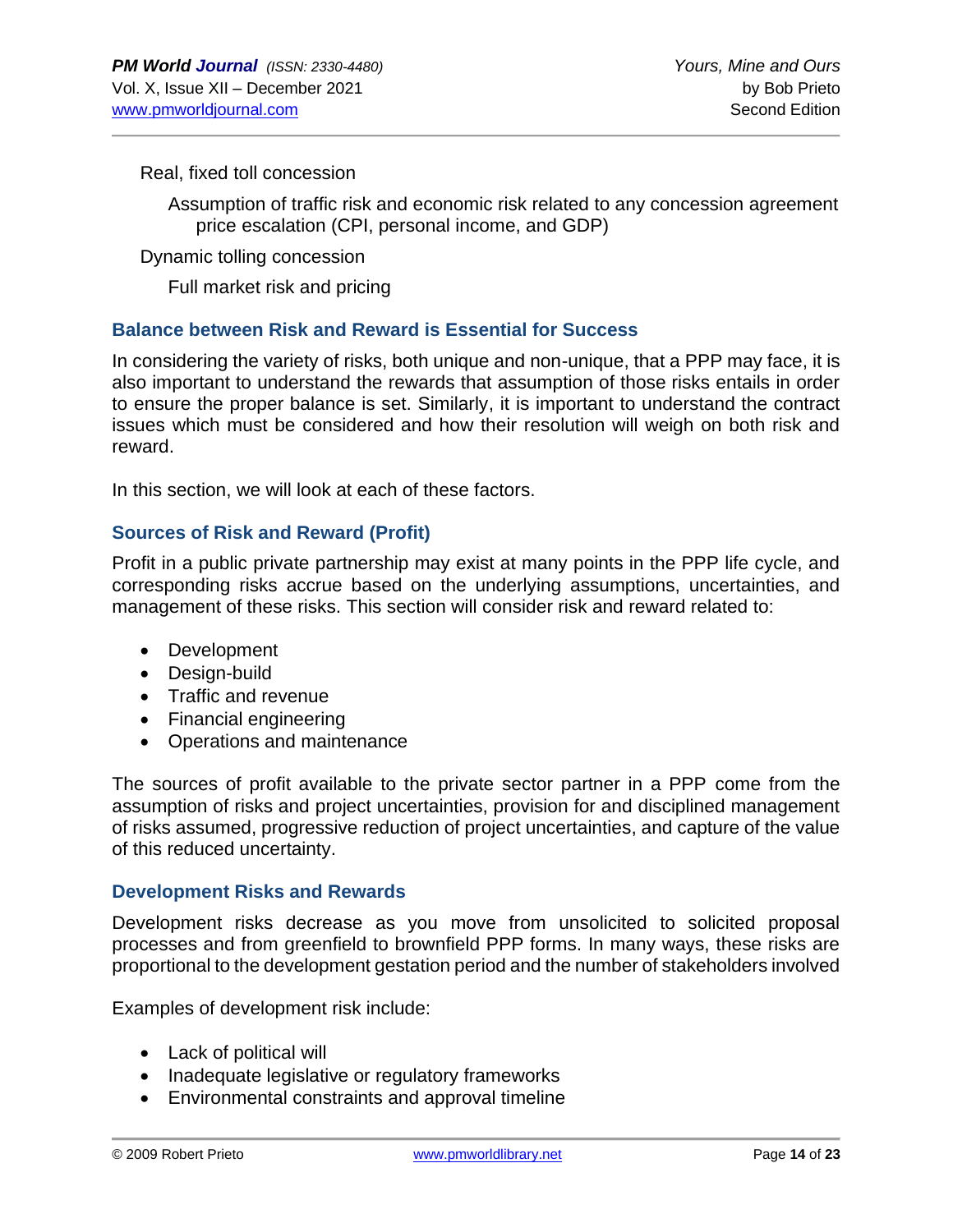Real, fixed toll concession

Assumption of traffic risk and economic risk related to any concession agreement price escalation (CPI, personal income, and GDP)

Dynamic tolling concession

Full market risk and pricing

## Balance between Risk and Reward is Essential for Success

In considering the variety of risks, both unique and non-unique, that a PPP may face, it is also important to understand the rewards that assumption of those risks entails in order to ensure the proper balance is set. Similarly, it is important to understand the contract issues which must be considered and how their resolution will weigh on both risk and reward.

In this section, we will look at each of these factors.

## Sources of Risk and Reward (Profit)

Profit in a public private partnership may exist at many points in the PPP life cycle, and corresponding risks accrue based on the underlying assumptions, uncertainties, and management of these risks. This section will consider risk and reward related to:

- Development
- Design-build
- Traffic and revenue
- Financial engineering
- Operations and maintenance

The sources of profit available to the private sector partner in a PPP come from the assumption of risks and project uncertainties, provision for and disciplined management of risks assumed, progressive reduction of project uncertainties, and capture of the value of this reduced uncertainty.

## Development Risks and Rewards

Development risks decrease as you move from unsolicited to solicited proposal processes and from greenfield to brownfield PPP forms. In many ways, these risks are proportional to the development gestation period and the number of stakeholders involved

Examples of development risk include:

- Lack of political will
- Inadequate legislative or regulatory frameworks
- Environmental constraints and approval timeline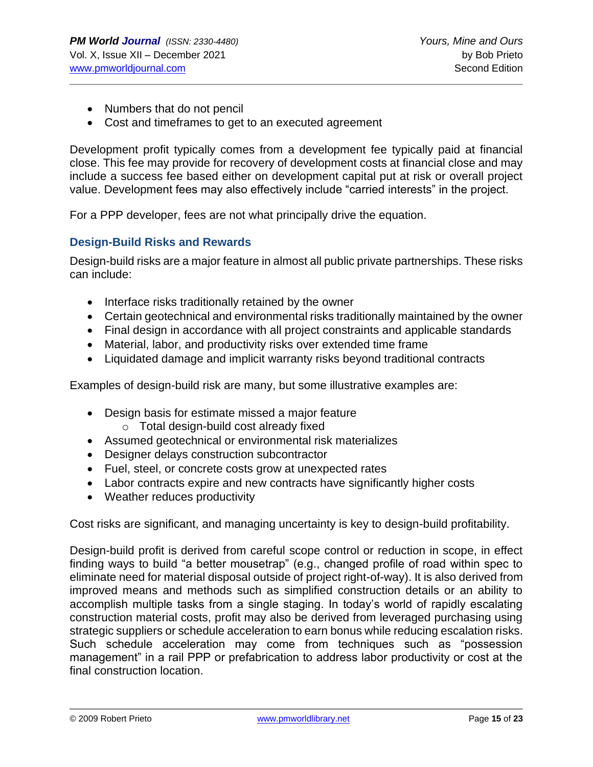- Numbers that do not pencil
- Cost and timeframes to get to an executed agreement

Development profit typically comes from a development fee typically paid at financial close. This fee may provide for recovery of development costs at financial close and may include a success fee based either on development capital put at risk or overall project value. Development fees may also effectively include "carried interests" in the project.

For a PPP developer, fees are not what principally drive the equation.

### Design-Build Risks and Rewards

Design-build risks are a major feature in almost all public private partnerships. These risks can include:

- Interface risks traditionally retained by the owner
- Certain geotechnical and environmental risks traditionally maintained by the owner
- Final design in accordance with all project constraints and applicable standards
- Material, labor, and productivity risks over extended time frame
- Liquidated damage and implicit warranty risks beyond traditional contracts

Examples of design-build risk are many, but some illustrative examples are:

- Design basis for estimate missed a major feature
    - Total design-build cost already fixed
- Assumed geotechnical or environmental risk materializes
- Designer delays construction subcontractor
- Fuel, steel, or concrete costs grow at unexpected rates
- Labor contracts expire and new contracts have significantly higher costs
- Weather reduces productivity

Cost risks are significant, and managing uncertainty is key to design-build profitability.

Design-build profit is derived from careful scope control or reduction in scope, in effect finding ways to build "a better mousetrap" (e.g., changed profile of road within spec to eliminate need for material disposal outside of project right-of-way). It is also derived from improved means and methods such as simplified construction details or an ability to accomplish multiple tasks from a single staging. In today's world of rapidly escalating construction material costs, profit may also be derived from leveraged purchasing using strategic suppliers or schedule acceleration to earn bonus while reducing escalation risks. Such schedule acceleration may come from techniques such as "possession management" in a rail PPP or prefabrication to address labor productivity or cost at the final construction location.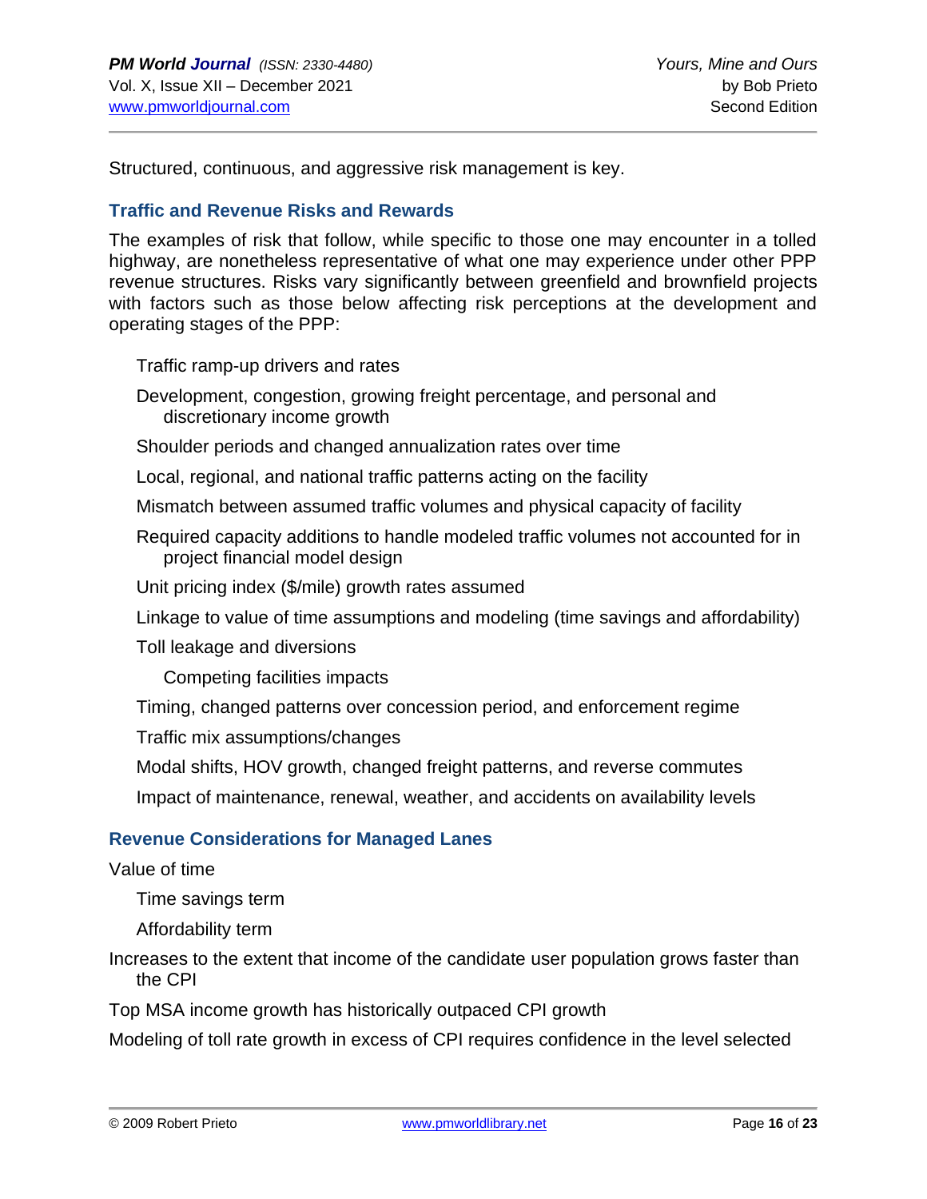Structured, continuous, and aggressive risk management is key.

## Traffic and Revenue Risks and Rewards

The examples of risk that follow, while specific to those one may encounter in a tolled highway, are nonetheless representative of what one may experience under other PPP revenue structures. Risks vary significantly between greenfield and brownfield projects with factors such as those below affecting risk perceptions at the development and operating stages of the PPP:

- Traffic ramp-up drivers and rates
- Development, congestion, growing freight percentage, and personal and discretionary income growth
- Shoulder periods and changed annualization rates over time
- Local, regional, and national traffic patterns acting on the facility
- Mismatch between assumed traffic volumes and physical capacity of facility
- Required capacity additions to handle modeled traffic volumes not accounted for in project financial model design
- Unit pricing index ($/mile) growth rates assumed
- Linkage to value of time assumptions and modeling (time savings and affordability)
- Toll leakage and diversions
  - Competing facilities impacts
- Timing, changed patterns over concession period, and enforcement regime
- Traffic mix assumptions/changes
- Modal shifts, HOV growth, changed freight patterns, and reverse commutes
- Impact of maintenance, renewal, weather, and accidents on availability levels

## Revenue Considerations for Managed Lanes

- Value of time
  - Time savings term
  - Affordability term
- Increases to the extent that income of the candidate user population grows faster than the CPI
- Top MSA income growth has historically outpaced CPI growth
- Modeling of toll rate growth in excess of CPI requires confidence in the level selected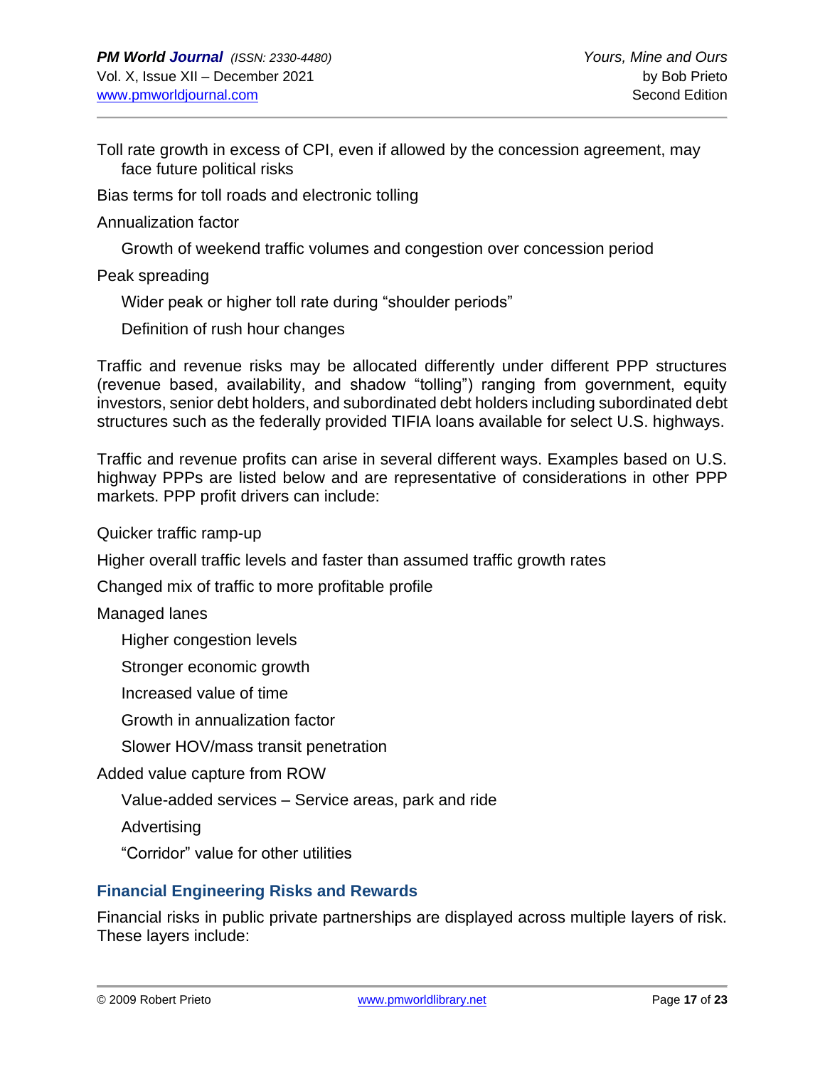Toll rate growth in excess of CPI, even if allowed by the concession agreement, may face future political risks

Bias terms for toll roads and electronic tolling

Annualization factor

- Growth of weekend traffic volumes and congestion over concession period

Peak spreading

- Wider peak or higher toll rate during "shoulder periods"
- Definition of rush hour changes

Traffic and revenue risks may be allocated differently under different PPP structures (revenue based, availability, and shadow "tolling") ranging from government, equity investors, senior debt holders, and subordinated debt holders including subordinated debt structures such as the federally provided TIFIA loans available for select U.S. highways.

Traffic and revenue profits can arise in several different ways. Examples based on U.S. highway PPPs are listed below and are representative of considerations in other PPP markets. PPP profit drivers can include:

Quicker traffic ramp-up

Higher overall traffic levels and faster than assumed traffic growth rates

Changed mix of traffic to more profitable profile

Managed lanes

- Higher congestion levels
- Stronger economic growth
- Increased value of time
- Growth in annualization factor
- Slower HOV/mass transit penetration

Added value capture from ROW

- Value-added services – Service areas, park and ride
- Advertising
- "Corridor" value for other utilities

### Financial Engineering Risks and Rewards

Financial risks in public private partnerships are displayed across multiple layers of risk. These layers include: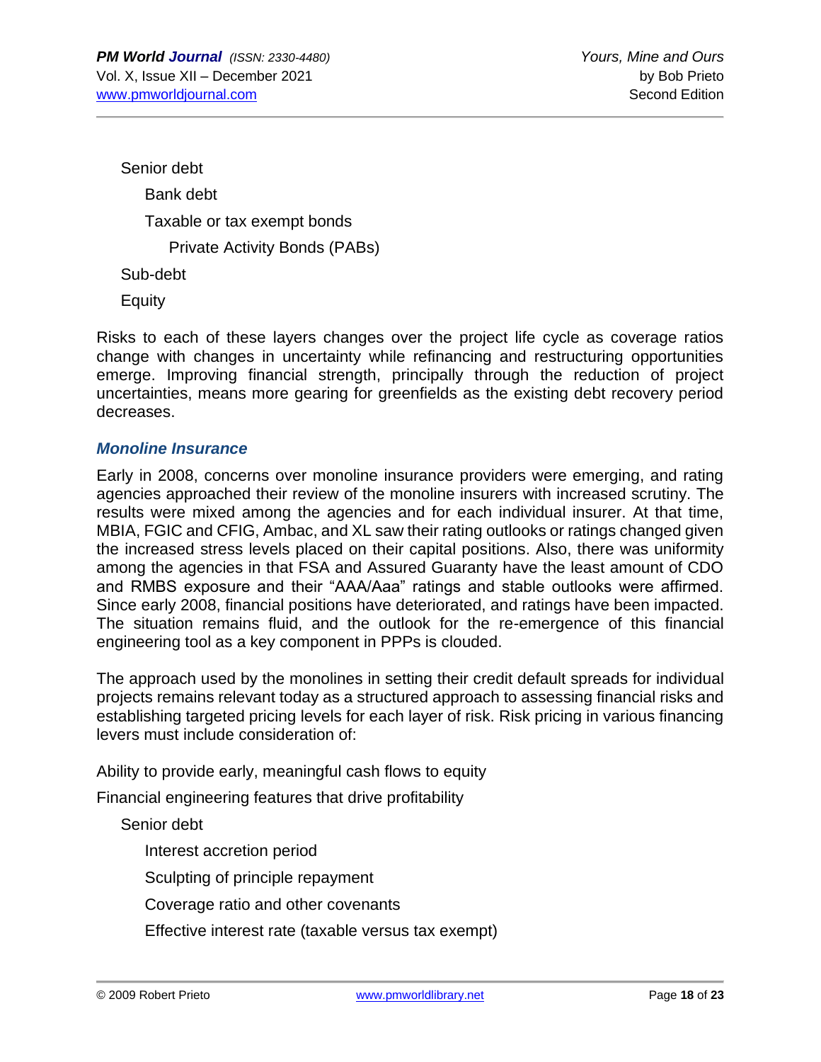- Senior debt
  - Bank debt
  - Taxable or tax exempt bonds
    - Private Activity Bonds (PABs)
- Sub-debt
- Equity

Risks to each of these layers changes over the project life cycle as coverage ratios change with changes in uncertainty while refinancing and restructuring opportunities emerge. Improving financial strength, principally through the reduction of project uncertainties, means more gearing for greenfields as the existing debt recovery period decreases.

### *Monoline Insurance*

Early in 2008, concerns over monoline insurance providers were emerging, and rating agencies approached their review of the monoline insurers with increased scrutiny. The results were mixed among the agencies and for each individual insurer. At that time, MBIA, FGIC and CFIG, Ambac, and XL saw their rating outlooks or ratings changed given the increased stress levels placed on their capital positions. Also, there was uniformity among the agencies in that FSA and Assured Guaranty have the least amount of CDO and RMBS exposure and their "AAA/Aaa" ratings and stable outlooks were affirmed. Since early 2008, financial positions have deteriorated, and ratings have been impacted. The situation remains fluid, and the outlook for the re-emergence of this financial engineering tool as a key component in PPPs is clouded.

The approach used by the monolines in setting their credit default spreads for individual projects remains relevant today as a structured approach to assessing financial risks and establishing targeted pricing levels for each layer of risk. Risk pricing in various financing levers must include consideration of:

- Ability to provide early, meaningful cash flows to equity
- Financial engineering features that drive profitability
  - Senior debt
    - Interest accretion period
    - Sculpting of principle repayment
    - Coverage ratio and other covenants
    - Effective interest rate (taxable versus tax exempt)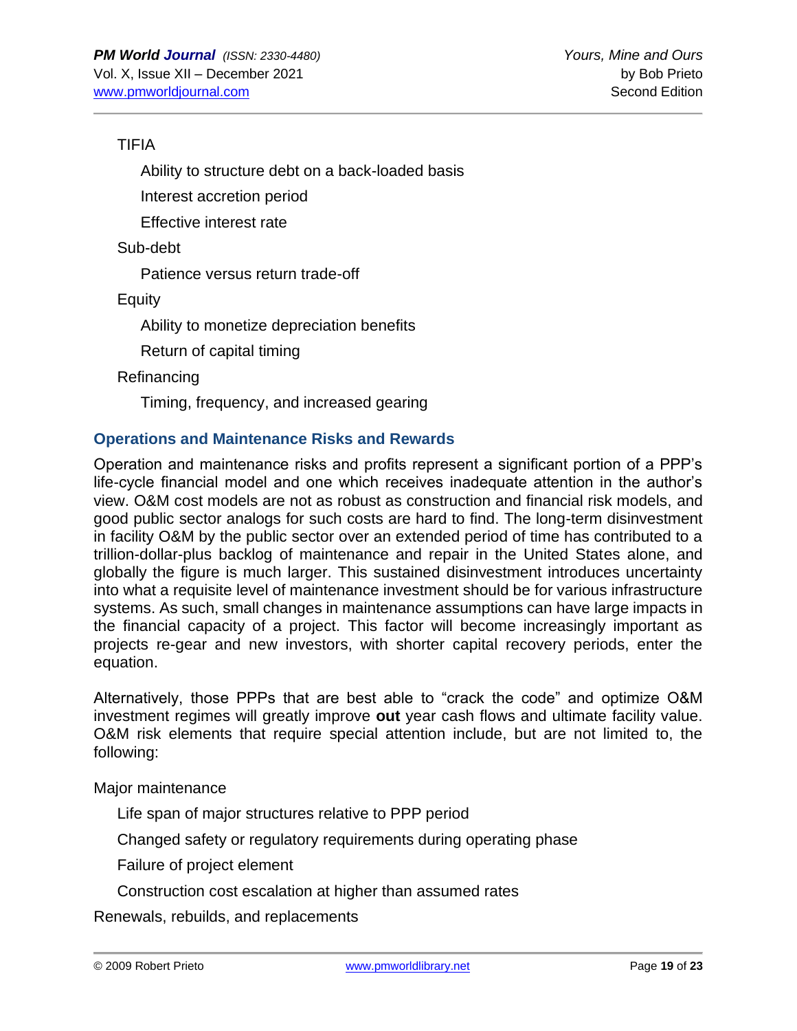TIFIA

- Ability to structure debt on a back-loaded basis
- Interest accretion period
- Effective interest rate

Sub-debt

- Patience versus return trade-off

Equity

- Ability to monetize depreciation benefits
- Return of capital timing

Refinancing

- Timing, frequency, and increased gearing

### Operations and Maintenance Risks and Rewards

Operation and maintenance risks and profits represent a significant portion of a PPP's life-cycle financial model and one which receives inadequate attention in the author's view. O&M cost models are not as robust as construction and financial risk models, and good public sector analogs for such costs are hard to find. The long-term disinvestment in facility O&M by the public sector over an extended period of time has contributed to a trillion-dollar-plus backlog of maintenance and repair in the United States alone, and globally the figure is much larger. This sustained disinvestment introduces uncertainty into what a requisite level of maintenance investment should be for various infrastructure systems. As such, small changes in maintenance assumptions can have large impacts in the financial capacity of a project. This factor will become increasingly important as projects re-gear and new investors, with shorter capital recovery periods, enter the equation.

Alternatively, those PPPs that are best able to "crack the code" and optimize O&M investment regimes will greatly improve **out** year cash flows and ultimate facility value. O&M risk elements that require special attention include, but are not limited to, the following:

Major maintenance

- Life span of major structures relative to PPP period
- Changed safety or regulatory requirements during operating phase
- Failure of project element
- Construction cost escalation at higher than assumed rates

Renewals, rebuilds, and replacements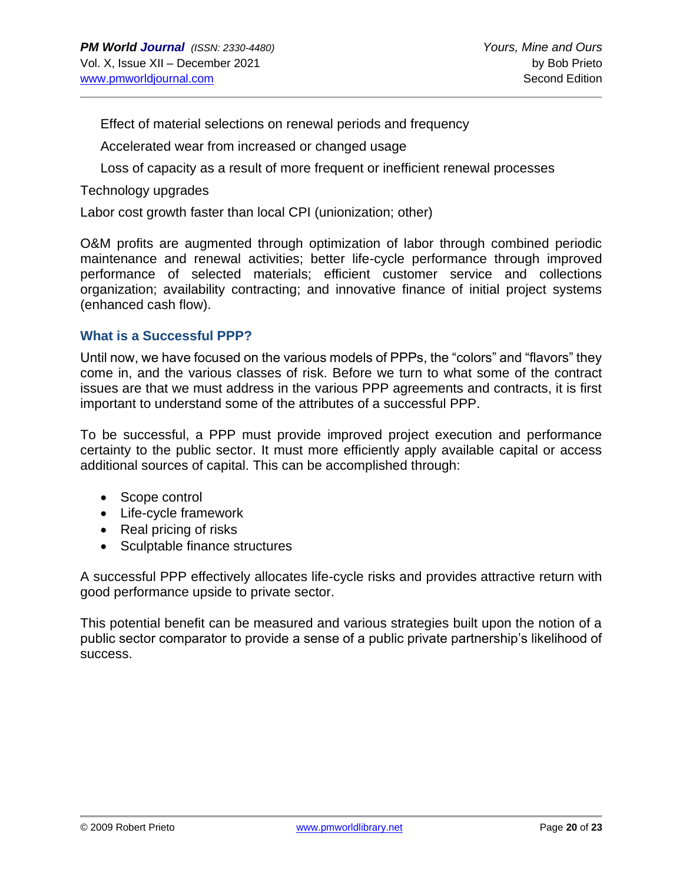Effect of material selections on renewal periods and frequency

Accelerated wear from increased or changed usage

Loss of capacity as a result of more frequent or inefficient renewal processes

Technology upgrades

Labor cost growth faster than local CPI (unionization; other)

O&M profits are augmented through optimization of labor through combined periodic maintenance and renewal activities; better life-cycle performance through improved performance of selected materials; efficient customer service and collections organization; availability contracting; and innovative finance of initial project systems (enhanced cash flow).

### What is a Successful PPP?

Until now, we have focused on the various models of PPPs, the "colors" and "flavors" they come in, and the various classes of risk. Before we turn to what some of the contract issues are that we must address in the various PPP agreements and contracts, it is first important to understand some of the attributes of a successful PPP.

To be successful, a PPP must provide improved project execution and performance certainty to the public sector. It must more efficiently apply available capital or access additional sources of capital. This can be accomplished through:

- Scope control
- Life-cycle framework
- Real pricing of risks
- Sculptable finance structures

A successful PPP effectively allocates life-cycle risks and provides attractive return with good performance upside to private sector.

This potential benefit can be measured and various strategies built upon the notion of a public sector comparator to provide a sense of a public private partnership's likelihood of success.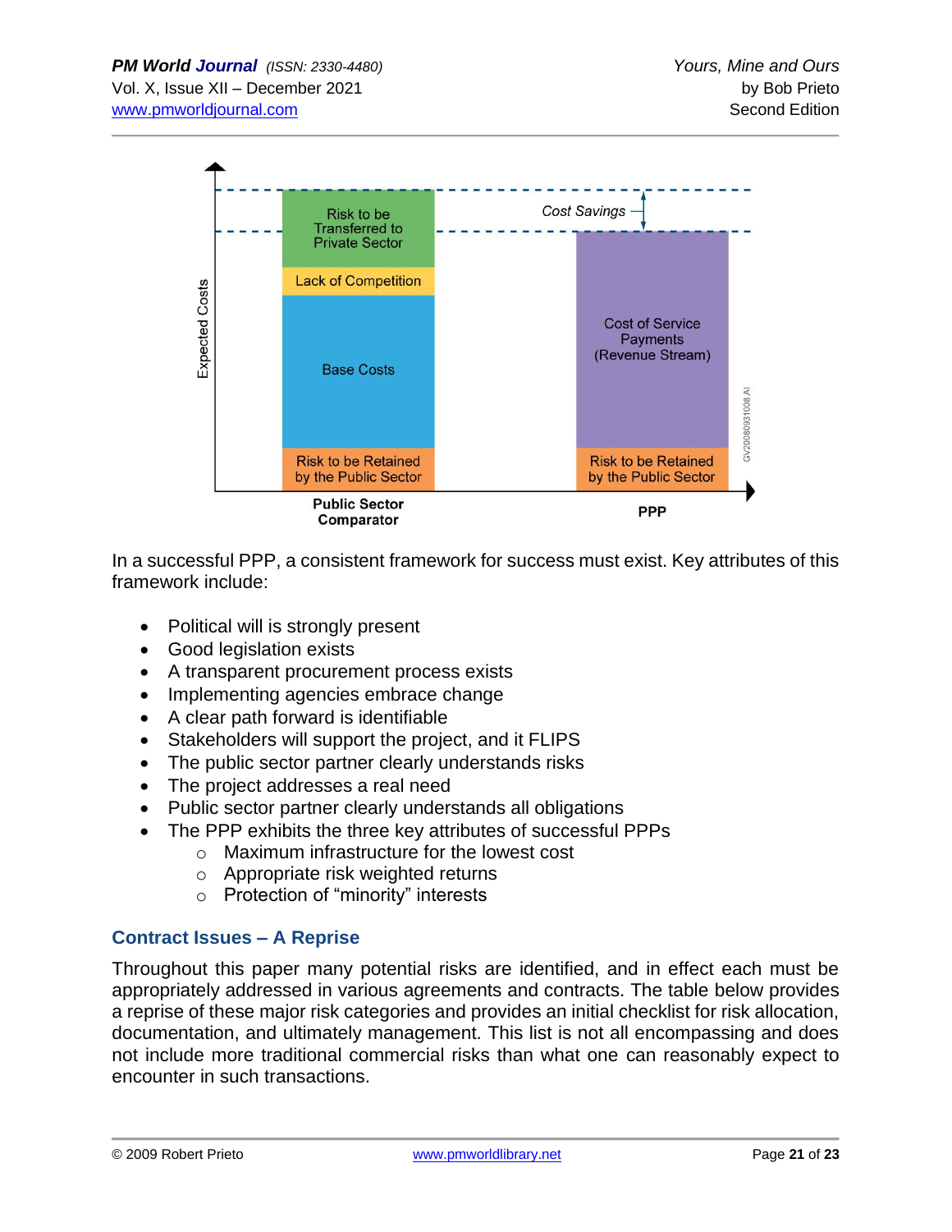In a successful PPP, a consistent framework for success must exist. Key attributes of this framework include:

- Political will is strongly present
- Good legislation exists
- A transparent procurement process exists
- Implementing agencies embrace change
- A clear path forward is identifiable
- Stakeholders will support the project, and it FLIPS
- The public sector partner clearly understands risks
- The project addresses a real need
- Public sector partner clearly understands all obligations
- The PPP exhibits the three key attributes of successful PPPs
    - Maximum infrastructure for the lowest cost
    - Appropriate risk weighted returns
    - Protection of "minority" interests

## Contract Issues – A Reprise

Throughout this paper many potential risks are identified, and in effect each must be appropriately addressed in various agreements and contracts. The table below provides a reprise of these major risk categories and provides an initial checklist for risk allocation, documentation, and ultimately management. This list is not all encompassing and does not include more traditional commercial risks than what one can reasonably expect to encounter in such transactions.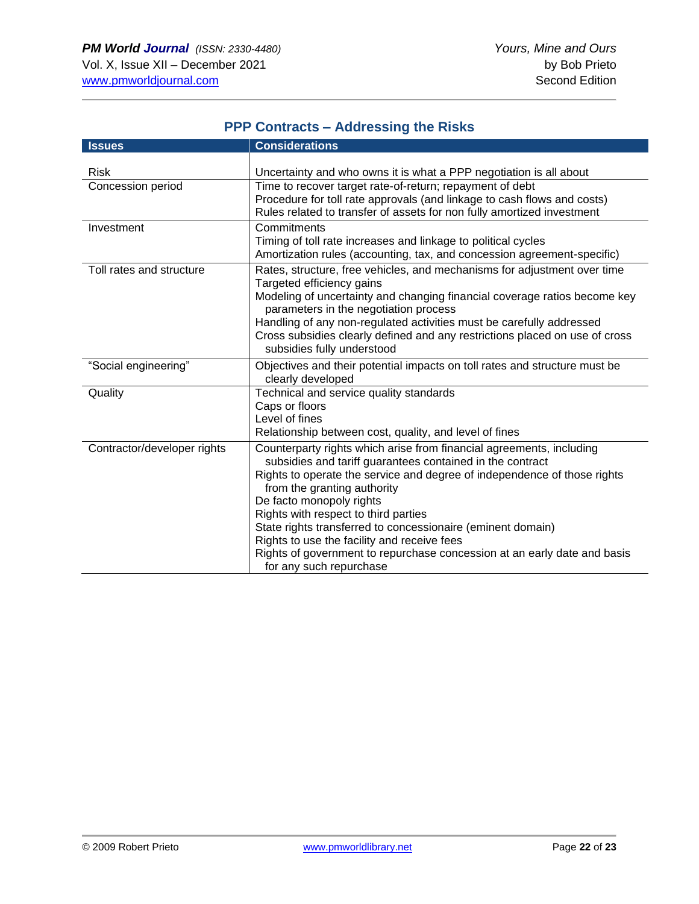## PPP Contracts – Addressing the Risks

| Issues | Considerations |
|---|---|
| Risk | Uncertainty and who owns it is what a PPP negotiation is all about |
| Concession period | Time to recover target rate-of-return; repayment of debt<br>Procedure for toll rate approvals (and linkage to cash flows and costs)<br>Rules related to transfer of assets for non fully amortized investment |
| Investment | Commitments<br>Timing of toll rate increases and linkage to political cycles<br>Amortization rules (accounting, tax, and concession agreement-specific) |
| Toll rates and structure | Rates, structure, free vehicles, and mechanisms for adjustment over time<br>Targeted efficiency gains<br>Modeling of uncertainty and changing financial coverage ratios become key parameters in the negotiation process<br>Handling of any non-regulated activities must be carefully addressed<br>Cross subsidies clearly defined and any restrictions placed on use of cross subsidies fully understood |
| "Social engineering" | Objectives and their potential impacts on toll rates and structure must be clearly developed |
| Quality | Technical and service quality standards<br>Caps or floors<br>Level of fines<br>Relationship between cost, quality, and level of fines |
| Contractor/developer rights | Counterparty rights which arise from financial agreements, including subsidies and tariff guarantees contained in the contract<br>Rights to operate the service and degree of independence of those rights from the granting authority<br>De facto monopoly rights<br>Rights with respect to third parties<br>State rights transferred to concessionaire (eminent domain)<br>Rights to use the facility and receive fees<br>Rights of government to repurchase concession at an early date and basis for any such repurchase |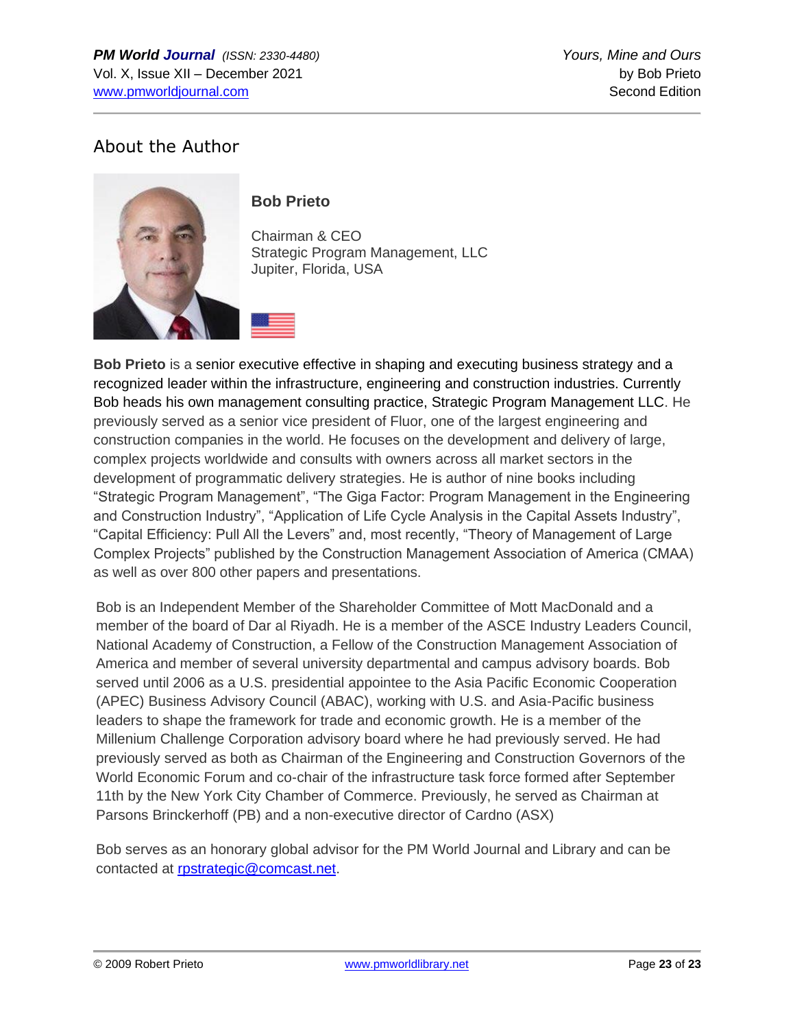## About the Author

**Bob Prieto**

Chairman & CEO
Strategic Program Management, LLC
Jupiter, Florida, USA

**Bob Prieto** is a senior executive effective in shaping and executing business strategy and a recognized leader within the infrastructure, engineering and construction industries. Currently Bob heads his own management consulting practice, Strategic Program Management LLC. He previously served as a senior vice president of Fluor, one of the largest engineering and construction companies in the world. He focuses on the development and delivery of large, complex projects worldwide and consults with owners across all market sectors in the development of programmatic delivery strategies. He is author of nine books including "Strategic Program Management", "The Giga Factor: Program Management in the Engineering and Construction Industry", "Application of Life Cycle Analysis in the Capital Assets Industry", "Capital Efficiency: Pull All the Levers" and, most recently, "Theory of Management of Large Complex Projects" published by the Construction Management Association of America (CMAA) as well as over 800 other papers and presentations.

Bob is an Independent Member of the Shareholder Committee of Mott MacDonald and a member of the board of Dar al Riyadh. He is a member of the ASCE Industry Leaders Council, National Academy of Construction, a Fellow of the Construction Management Association of America and member of several university departmental and campus advisory boards. Bob served until 2006 as a U.S. presidential appointee to the Asia Pacific Economic Cooperation (APEC) Business Advisory Council (ABAC), working with U.S. and Asia-Pacific business leaders to shape the framework for trade and economic growth. He is a member of the Millenium Challenge Corporation advisory board where he had previously served. He had previously served as both as Chairman of the Engineering and Construction Governors of the World Economic Forum and co-chair of the infrastructure task force formed after September 11th by the New York City Chamber of Commerce. Previously, he served as Chairman at Parsons Brinckerhoff (PB) and a non-executive director of Cardno (ASX)

Bob serves as an honorary global advisor for the PM World Journal and Library and can be contacted at rpstrategic@comcast.net.